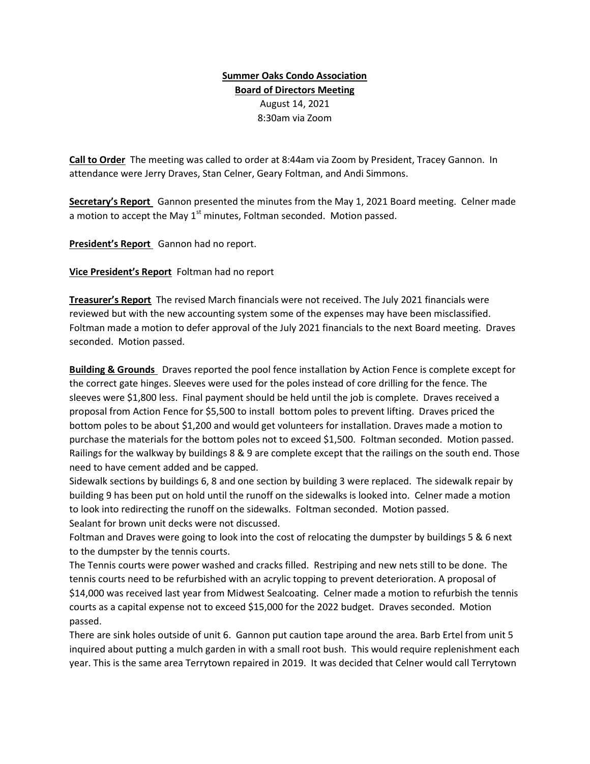**Summer Oaks Condo Association**

**Board of Directors Meeting**

August 14, 2021

8:30am via Zoom

**Call to Order** The meeting was called to order at 8:44am via Zoom by President, Tracey Gannon. In attendance were Jerry Draves, Stan Celner, Geary Foltman, and Andi Simmons.

**Secretary's Report** Gannon presented the minutes from the May 1, 2021 Board meeting. Celner made a motion to accept the May 1st minutes, Foltman seconded. Motion passed.

**President's Report** Gannon had no report.

**Vice President's Report** Foltman had no report

**Treasurer's Report** The revised March financials were not received. The July 2021 financials were reviewed but with the new accounting system some of the expenses may have been misclassified. Foltman made a motion to defer approval of the July 2021 financials to the next Board meeting. Draves seconded. Motion passed.

**Building & Grounds** Draves reported the pool fence installation by Action Fence is complete except for the correct gate hinges. Sleeves were used for the poles instead of core drilling for the fence. The sleeves were $1,800 less. Final payment should be held until the job is complete. Draves received a proposal from Action Fence for $5,500 to install bottom poles to prevent lifting. Draves priced the bottom poles to be about $1,200 and would get volunteers for installation. Draves made a motion to purchase the materials for the bottom poles not to exceed $1,500. Foltman seconded. Motion passed. Railings for the walkway by buildings 8 & 9 are complete except that the railings on the south end. Those need to have cement added and be capped.

Sidewalk sections by buildings 6, 8 and one section by building 3 were replaced. The sidewalk repair by building 9 has been put on hold until the runoff on the sidewalks is looked into. Celner made a motion to look into redirecting the runoff on the sidewalks. Foltman seconded. Motion passed.

Sealant for brown unit decks were not discussed.

Foltman and Draves were going to look into the cost of relocating the dumpster by buildings 5 & 6 next to the dumpster by the tennis courts.

The Tennis courts were power washed and cracks filled. Restriping and new nets still to be done. The tennis courts need to be refurbished with an acrylic topping to prevent deterioration. A proposal of $14,000 was received last year from Midwest Sealcoating. Celner made a motion to refurbish the tennis courts as a capital expense not to exceed $15,000 for the 2022 budget. Draves seconded. Motion passed.

There are sink holes outside of unit 6. Gannon put caution tape around the area. Barb Ertel from unit 5 inquired about putting a mulch garden in with a small root bush. This would require replenishment each year. This is the same area Terrytown repaired in 2019. It was decided that Celner would call Terrytown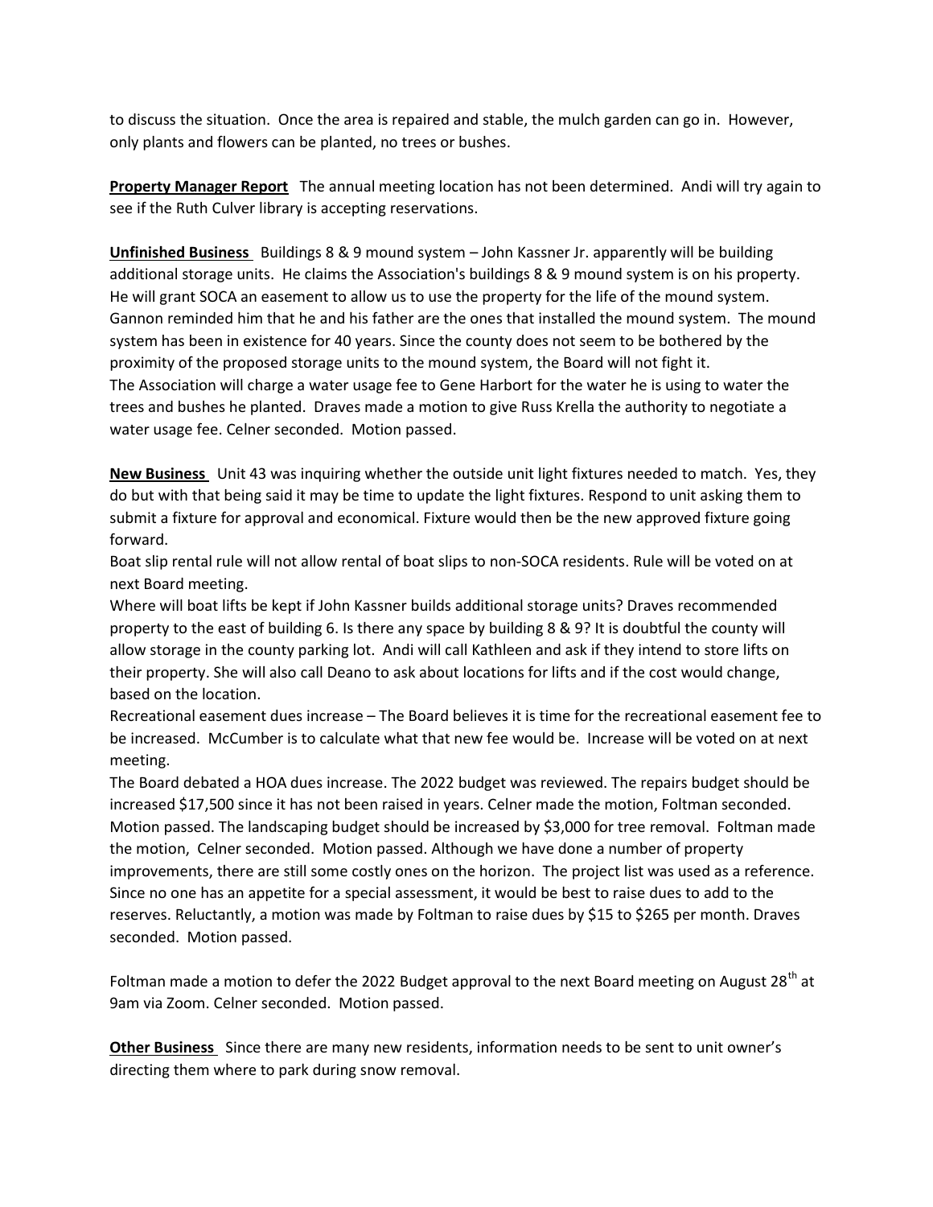to discuss the situation. Once the area is repaired and stable, the mulch garden can go in. However, only plants and flowers can be planted, no trees or bushes.

**Property Manager Report** The annual meeting location has not been determined. Andi will try again to see if the Ruth Culver library is accepting reservations.

**Unfinished Business** Buildings 8 & 9 mound system – John Kassner Jr. apparently will be building additional storage units. He claims the Association's buildings 8 & 9 mound system is on his property. He will grant SOCA an easement to allow us to use the property for the life of the mound system. Gannon reminded him that he and his father are the ones that installed the mound system. The mound system has been in existence for 40 years. Since the county does not seem to be bothered by the proximity of the proposed storage units to the mound system, the Board will not fight it.
The Association will charge a water usage fee to Gene Harbort for the water he is using to water the trees and bushes he planted. Draves made a motion to give Russ Krella the authority to negotiate a water usage fee. Celner seconded. Motion passed.

**New Business** Unit 43 was inquiring whether the outside unit light fixtures needed to match. Yes, they do but with that being said it may be time to update the light fixtures. Respond to unit asking them to submit a fixture for approval and economical. Fixture would then be the new approved fixture going forward.
Boat slip rental rule will not allow rental of boat slips to non-SOCA residents. Rule will be voted on at next Board meeting.
Where will boat lifts be kept if John Kassner builds additional storage units? Draves recommended property to the east of building 6. Is there any space by building 8 & 9? It is doubtful the county will allow storage in the county parking lot. Andi will call Kathleen and ask if they intend to store lifts on their property. She will also call Deano to ask about locations for lifts and if the cost would change, based on the location.
Recreational easement dues increase – The Board believes it is time for the recreational easement fee to be increased. McCumber is to calculate what that new fee would be. Increase will be voted on at next meeting.
The Board debated a HOA dues increase. The 2022 budget was reviewed. The repairs budget should be increased $17,500 since it has not been raised in years. Celner made the motion, Foltman seconded. Motion passed. The landscaping budget should be increased by $3,000 for tree removal. Foltman made the motion, Celner seconded. Motion passed. Although we have done a number of property improvements, there are still some costly ones on the horizon. The project list was used as a reference. Since no one has an appetite for a special assessment, it would be best to raise dues to add to the reserves. Reluctantly, a motion was made by Foltman to raise dues by $15 to $265 per month. Draves seconded. Motion passed.

Foltman made a motion to defer the 2022 Budget approval to the next Board meeting on August 28th at 9am via Zoom. Celner seconded. Motion passed.

**Other Business** Since there are many new residents, information needs to be sent to unit owner's directing them where to park during snow removal.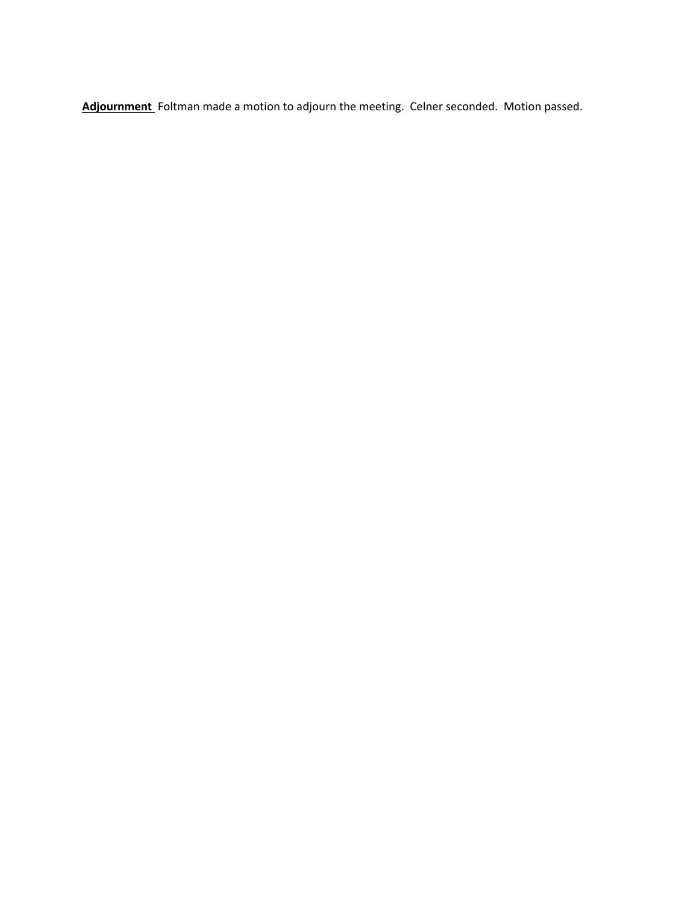**Adjournment** Foltman made a motion to adjourn the meeting. Celner seconded. Motion passed.